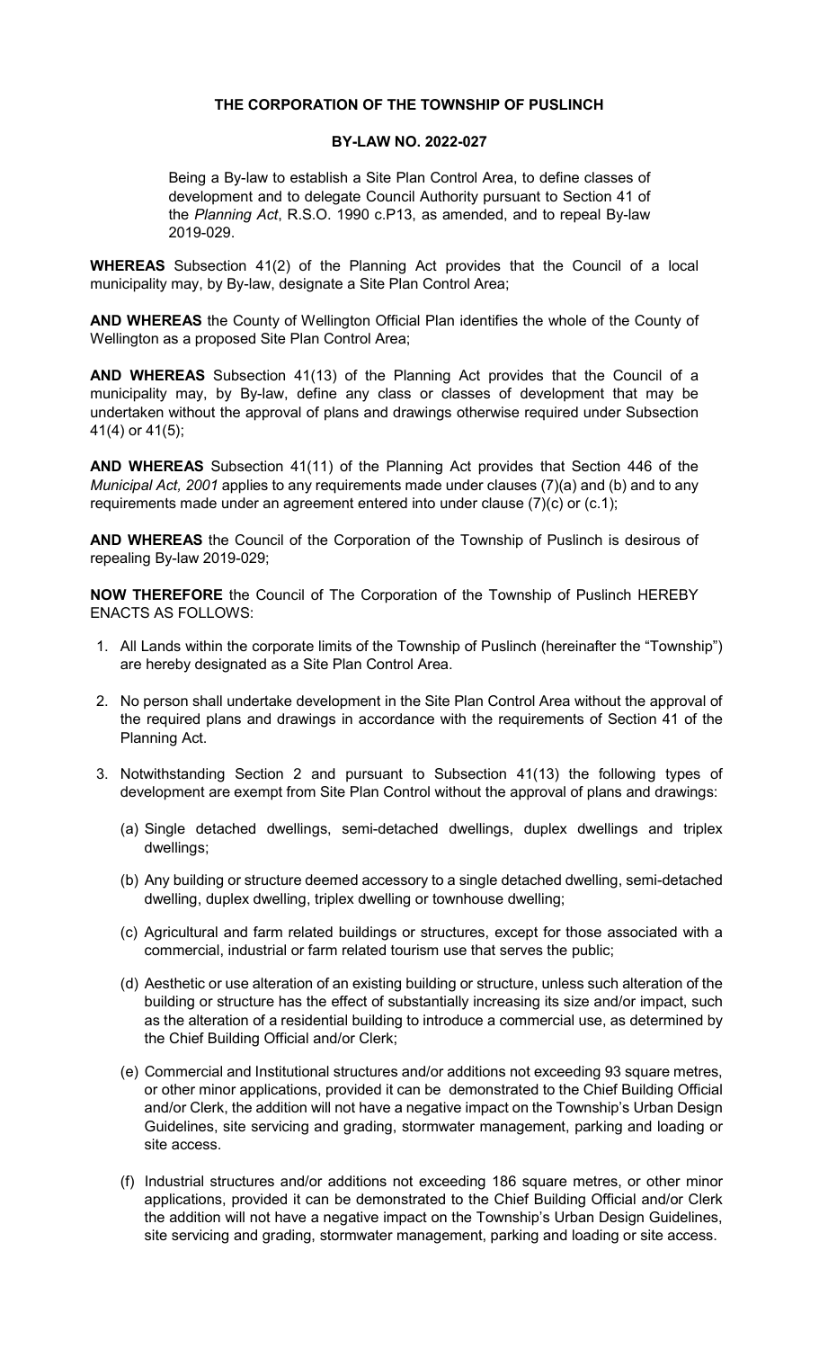**THE CORPORATION OF THE TOWNSHIP OF PUSLINCH**

**BY-LAW NO. 2022-027**

Being a By-law to establish a Site Plan Control Area, to define classes of development and to delegate Council Authority pursuant to Section 41 of the *Planning Act*, R.S.O. 1990 c.P13, as amended, and to repeal By-law 2019-029.

**WHEREAS** Subsection 41(2) of the Planning Act provides that the Council of a local municipality may, by By-law, designate a Site Plan Control Area;

**AND WHEREAS** the County of Wellington Official Plan identifies the whole of the County of Wellington as a proposed Site Plan Control Area;

**AND WHEREAS** Subsection 41(13) of the Planning Act provides that the Council of a municipality may, by By-law, define any class or classes of development that may be undertaken without the approval of plans and drawings otherwise required under Subsection 41(4) or 41(5);

**AND WHEREAS** Subsection 41(11) of the Planning Act provides that Section 446 of the *Municipal Act, 2001* applies to any requirements made under clauses (7)(a) and (b) and to any requirements made under an agreement entered into under clause (7)(c) or (c.1);

**AND WHEREAS** the Council of the Corporation of the Township of Puslinch is desirous of repealing By-law 2019-029;

**NOW THEREFORE** the Council of The Corporation of the Township of Puslinch HEREBY ENACTS AS FOLLOWS:

1. All Lands within the corporate limits of the Township of Puslinch (hereinafter the "Township") are hereby designated as a Site Plan Control Area.

2. No person shall undertake development in the Site Plan Control Area without the approval of the required plans and drawings in accordance with the requirements of Section 41 of the Planning Act.

3. Notwithstanding Section 2 and pursuant to Subsection 41(13) the following types of development are exempt from Site Plan Control without the approval of plans and drawings:

   (a) Single detached dwellings, semi-detached dwellings, duplex dwellings and triplex dwellings;

   (b) Any building or structure deemed accessory to a single detached dwelling, semi-detached dwelling, duplex dwelling, triplex dwelling or townhouse dwelling;

   (c) Agricultural and farm related buildings or structures, except for those associated with a commercial, industrial or farm related tourism use that serves the public;

   (d) Aesthetic or use alteration of an existing building or structure, unless such alteration of the building or structure has the effect of substantially increasing its size and/or impact, such as the alteration of a residential building to introduce a commercial use, as determined by the Chief Building Official and/or Clerk;

   (e) Commercial and Institutional structures and/or additions not exceeding 93 square metres, or other minor applications, provided it can be demonstrated to the Chief Building Official and/or Clerk, the addition will not have a negative impact on the Township's Urban Design Guidelines, site servicing and grading, stormwater management, parking and loading or site access.

   (f) Industrial structures and/or additions not exceeding 186 square metres, or other minor applications, provided it can be demonstrated to the Chief Building Official and/or Clerk the addition will not have a negative impact on the Township's Urban Design Guidelines, site servicing and grading, stormwater management, parking and loading or site access.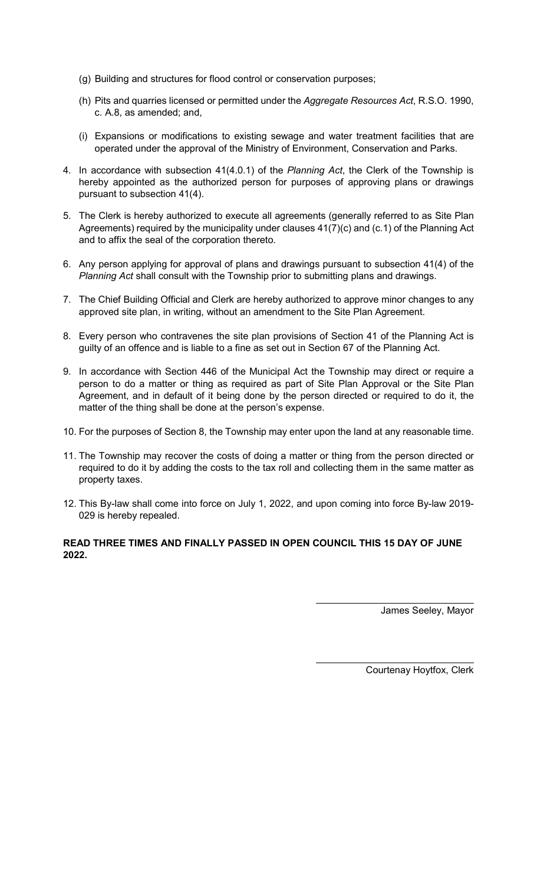(g) Building and structures for flood control or conservation purposes;

(h) Pits and quarries licensed or permitted under the *Aggregate Resources Act*, R.S.O. 1990, c. A.8, as amended; and,

(i) Expansions or modifications to existing sewage and water treatment facilities that are operated under the approval of the Ministry of Environment, Conservation and Parks.

4. In accordance with subsection 41(4.0.1) of the *Planning Act*, the Clerk of the Township is hereby appointed as the authorized person for purposes of approving plans or drawings pursuant to subsection 41(4).

5. The Clerk is hereby authorized to execute all agreements (generally referred to as Site Plan Agreements) required by the municipality under clauses 41(7)(c) and (c.1) of the Planning Act and to affix the seal of the corporation thereto.

6. Any person applying for approval of plans and drawings pursuant to subsection 41(4) of the *Planning Act* shall consult with the Township prior to submitting plans and drawings.

7. The Chief Building Official and Clerk are hereby authorized to approve minor changes to any approved site plan, in writing, without an amendment to the Site Plan Agreement.

8. Every person who contravenes the site plan provisions of Section 41 of the Planning Act is guilty of an offence and is liable to a fine as set out in Section 67 of the Planning Act.

9. In accordance with Section 446 of the Municipal Act the Township may direct or require a person to do a matter or thing as required as part of Site Plan Approval or the Site Plan Agreement, and in default of it being done by the person directed or required to do it, the matter of the thing shall be done at the person's expense.

10. For the purposes of Section 8, the Township may enter upon the land at any reasonable time.

11. The Township may recover the costs of doing a matter or thing from the person directed or required to do it by adding the costs to the tax roll and collecting them in the same matter as property taxes.

12. This By-law shall come into force on July 1, 2022, and upon coming into force By-law 2019-029 is hereby repealed.

**READ THREE TIMES AND FINALLY PASSED IN OPEN COUNCIL THIS 15 DAY OF JUNE 2022.**

James Seeley, Mayor

Courtenay Hoytfox, Clerk